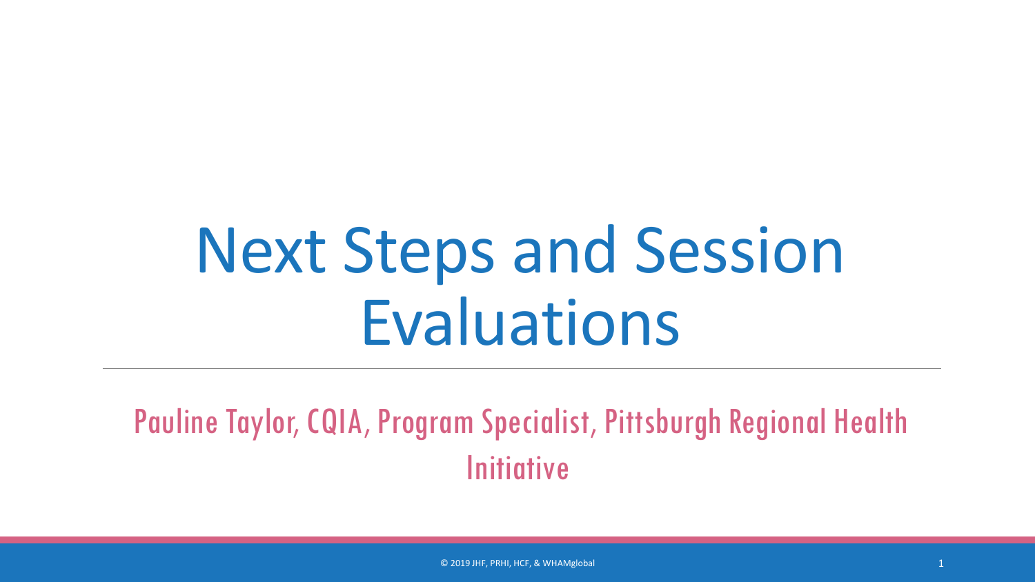# Next Steps and Session Evaluations

Pauline Taylor, CQIA, Program Specialist, Pittsburgh Regional Health Initiative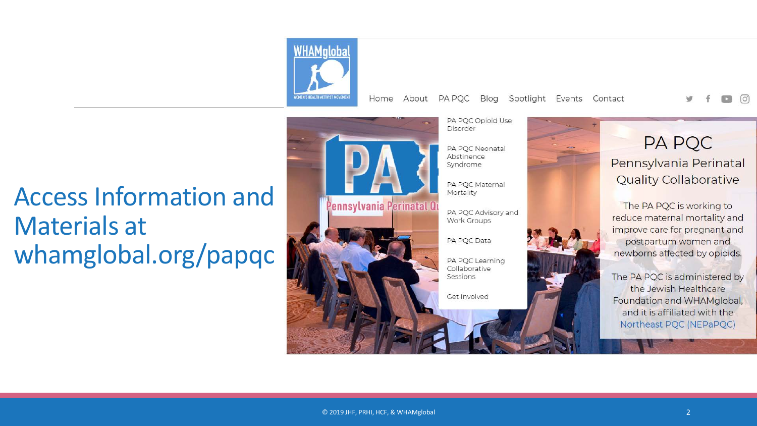# Access Information and Materials at whamglobal.org/papqc

WHAMglobal

WOMEN'S HEALTH ACTIVIST MOVEMENT

Home About PA PQC Blog Spotlight Events Contact

- PA PQC Opioid Use Disorder
- PA PQC Neonatal Abstinence Syndrome
- PA PQC Maternal Mortality
- PA PQC Advisory and Work Groups
- PA PQC Data
- PA PQC Learning Collaborative Sessions
- Get Involved

## PA PQC

### Pennsylvania Perinatal Quality Collaborative

The PA PQC is working to reduce maternal mortality and improve care for pregnant and postpartum women and newborns affected by opioids.

The PA PQC is administered by the Jewish Healthcare Foundation and WHAMglobal, and it is affiliated with the Northeast PQC (NEPaPQC)

© 2019 JHF, PRHI, HCF, & WHAMglobal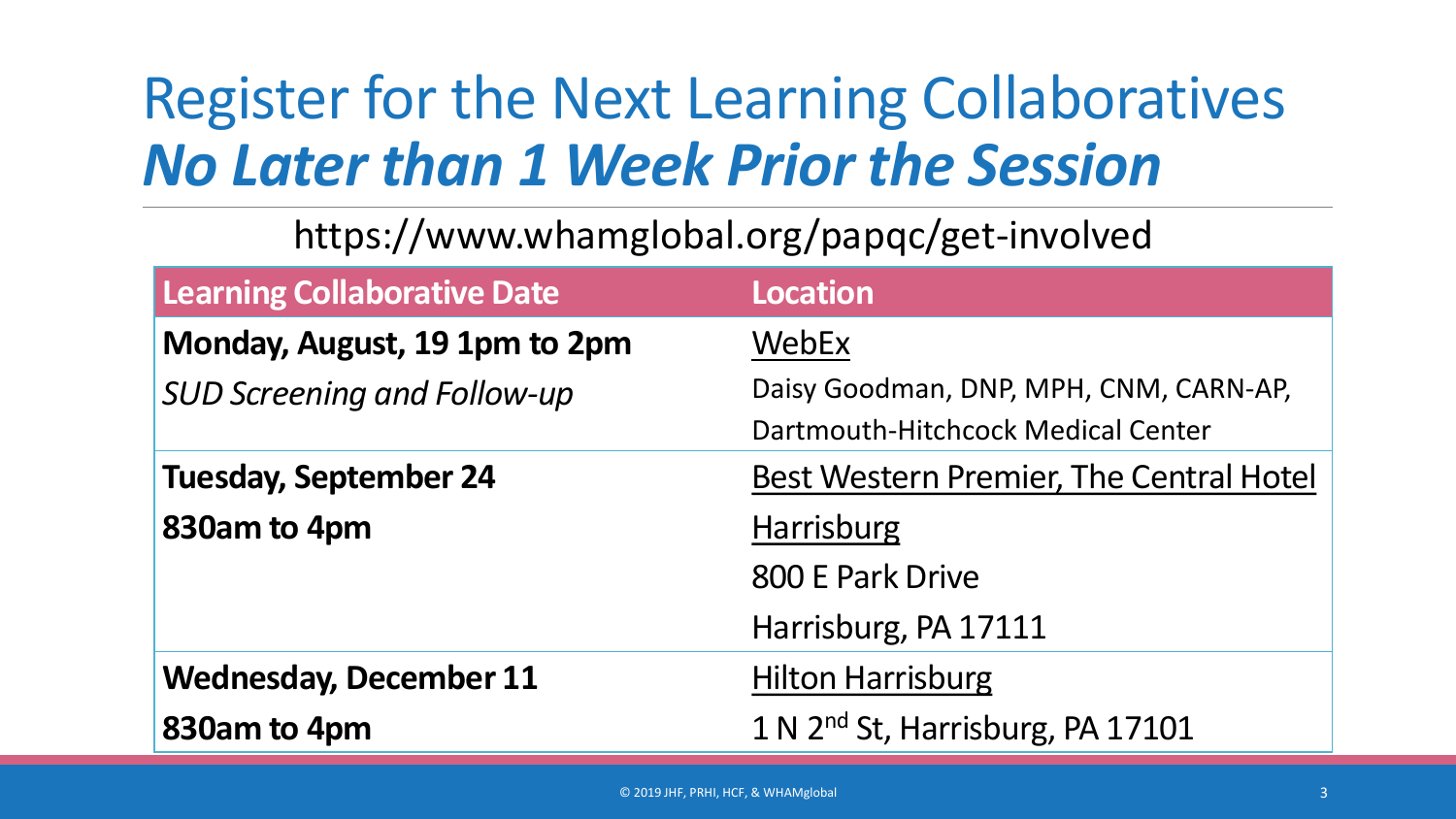# Register for the Next Learning Collaboratives

## ***No Later than 1 Week Prior the Session***

https://www.whamglobal.org/papqc/get-involved

| Learning Collaborative Date | Location |
|---|---|
| **Monday, August, 19 1pm to 2pm**<br>*SUD Screening and Follow-up* | WebEx<br>Daisy Goodman, DNP, MPH, CNM, CARN-AP, Dartmouth-Hitchcock Medical Center |
| **Tuesday, September 24**<br>**830am to 4pm** | Best Western Premier, The Central Hotel Harrisburg<br>800 E Park Drive<br>Harrisburg, PA 17111 |
| **Wednesday, December 11**<br>**830am to 4pm** | Hilton Harrisburg<br>1 N 2nd St, Harrisburg, PA 17101 |

© 2019 JHF, PRHI, HCF, & WHAMglobal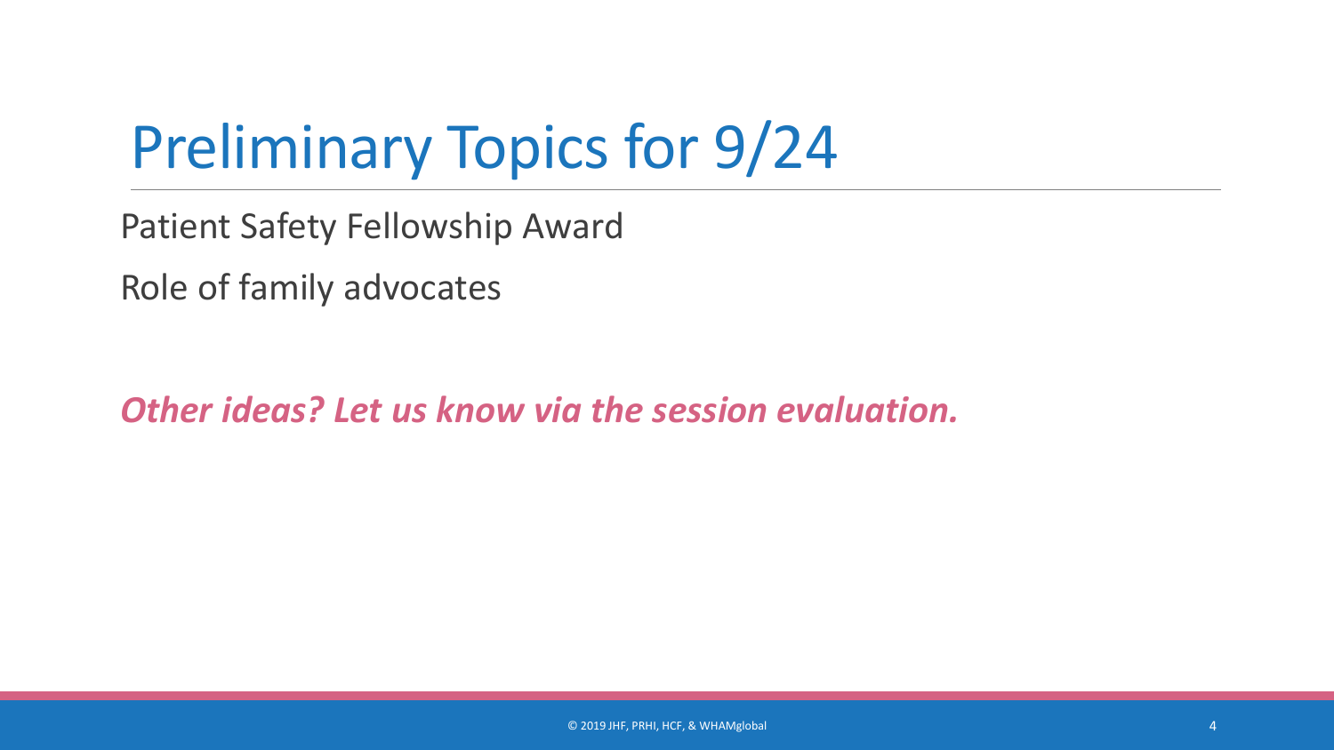# Preliminary Topics for 9/24

Patient Safety Fellowship Award

Role of family advocates

***Other ideas? Let us know via the session evaluation.***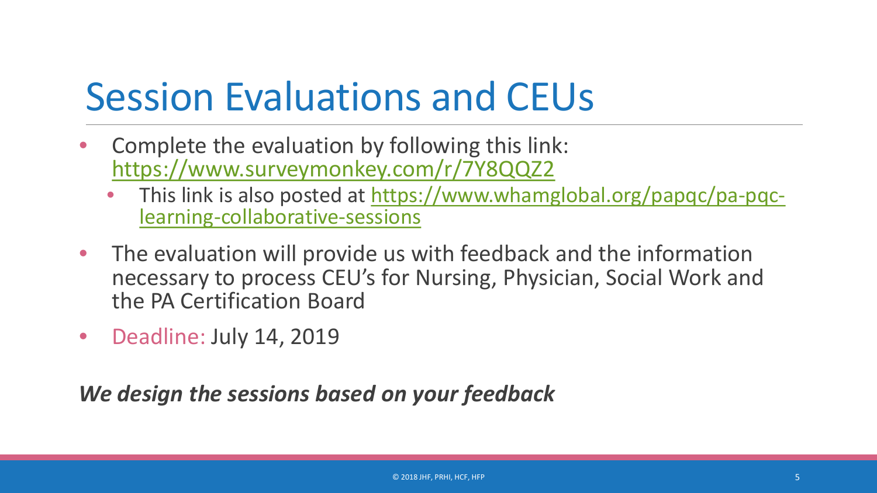# Session Evaluations and CEUs

- Complete the evaluation by following this link: https://www.surveymonkey.com/r/7Y8QQZ2
  - This link is also posted at https://www.whamglobal.org/papqc/pa-pqc-learning-collaborative-sessions
- The evaluation will provide us with feedback and the information necessary to process CEU's for Nursing, Physician, Social Work and the PA Certification Board
- Deadline: July 14, 2019

***We design the sessions based on your feedback***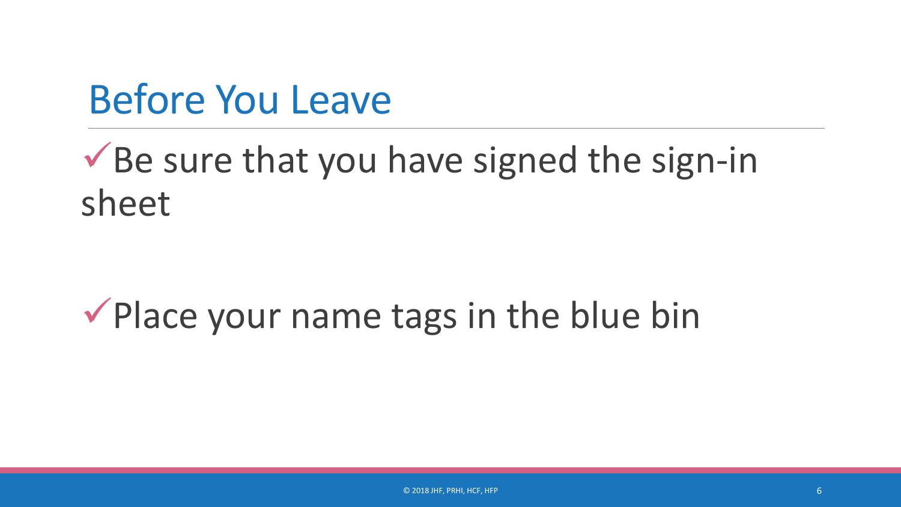# Before You Leave

- ✓ Be sure that you have signed the sign-in sheet
- ✓ Place your name tags in the blue bin

© 2018 JHF, PRHI, HCF, HFP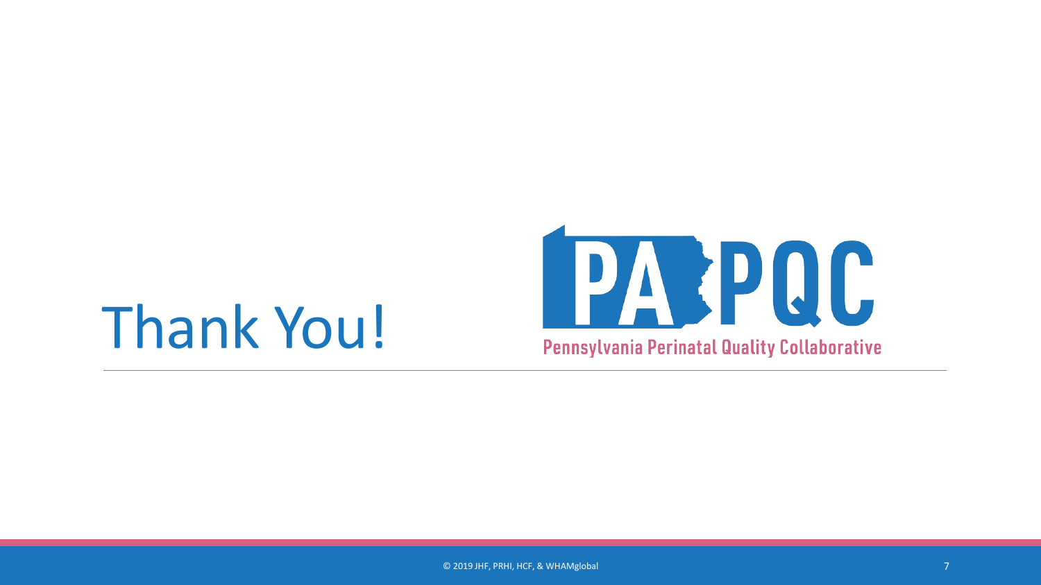# Thank You!

PA PQC

Pennsylvania Perinatal Quality Collaborative

© 2019 JHF, PRHI, HCF, & WHAMglobal